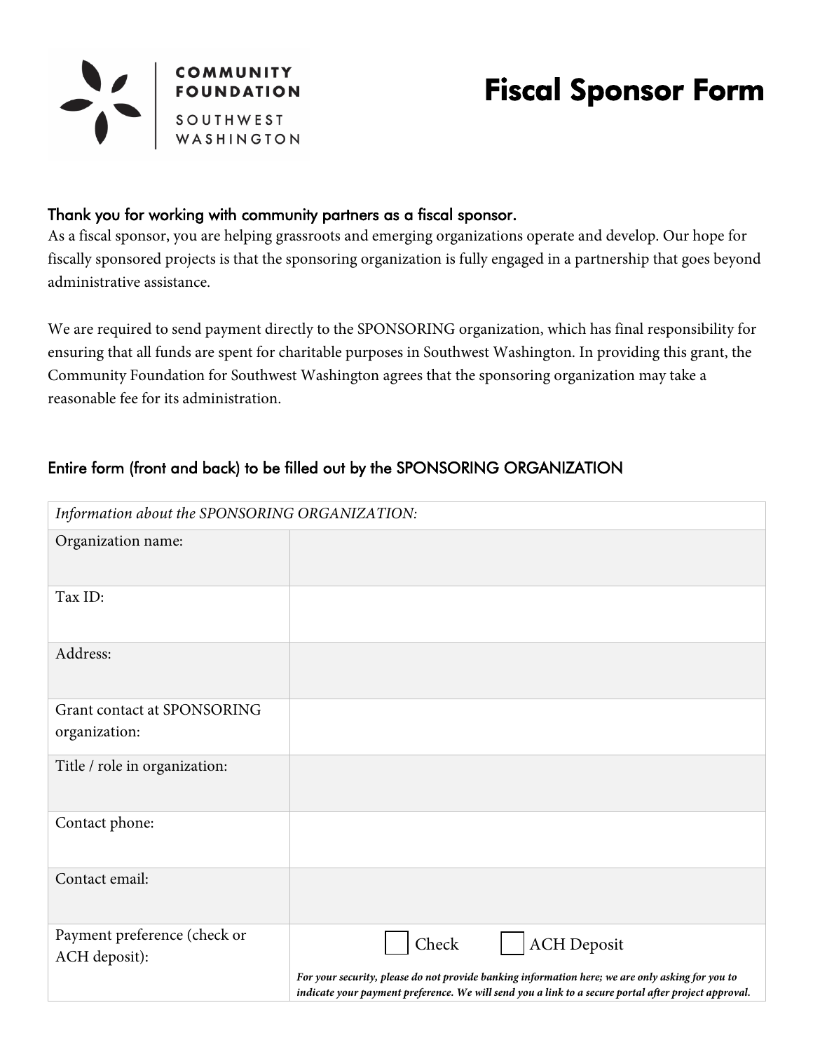COMMUNITY FOUNDATION SOUTHWEST WASHINGTON

# Fiscal Sponsor Form

### Thank you for working with community partners as a fiscal sponsor.

As a fiscal sponsor, you are helping grassroots and emerging organizations operate and develop. Our hope for fiscally sponsored projects is that the sponsoring organization is fully engaged in a partnership that goes beyond administrative assistance.

We are required to send payment directly to the SPONSORING organization, which has final responsibility for ensuring that all funds are spent for charitable purposes in Southwest Washington. In providing this grant, the Community Foundation for Southwest Washington agrees that the sponsoring organization may take a reasonable fee for its administration.

### Entire form (front and back) to be filled out by the SPONSORING ORGANIZATION

| *Information about the SPONSORING ORGANIZATION:* | |
|---|---|
| Organization name: | |
| Tax ID: | |
| Address: | |
| Grant contact at SPONSORING organization: | |
| Title / role in organization: | |
| Contact phone: | |
| Contact email: | |
| Payment preference (check or ACH deposit): | ☐ Check ☐ ACH Deposit <br> ***For your security, please do not provide banking information here; we are only asking for you to indicate your payment preference. We will send you a link to a secure portal after project approval.*** |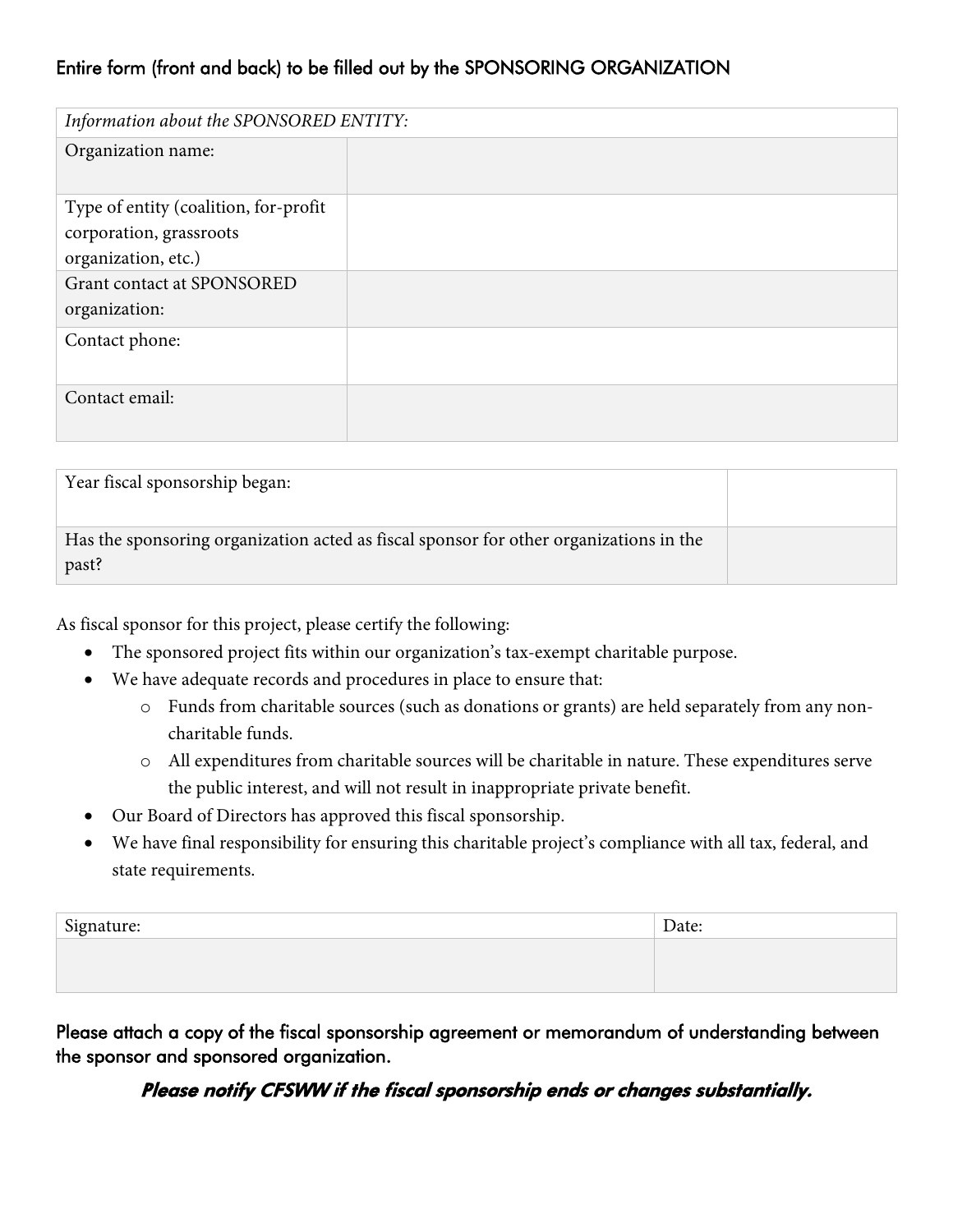Entire form (front and back) to be filled out by the SPONSORING ORGANIZATION

| *Information about the SPONSORED ENTITY:* | |
|---|---|
| Organization name: | |
| Type of entity (coalition, for-profit corporation, grassroots organization, etc.) | |
| Grant contact at SPONSORED organization: | |
| Contact phone: | |
| Contact email: | |

| | |
|---|---|
| Year fiscal sponsorship began: | |
| Has the sponsoring organization acted as fiscal sponsor for other organizations in the past? | |

As fiscal sponsor for this project, please certify the following:

- The sponsored project fits within our organization's tax-exempt charitable purpose.
- We have adequate records and procedures in place to ensure that:
  - Funds from charitable sources (such as donations or grants) are held separately from any non-charitable funds.
  - All expenditures from charitable sources will be charitable in nature. These expenditures serve the public interest, and will not result in inappropriate private benefit.
- Our Board of Directors has approved this fiscal sponsorship.
- We have final responsibility for ensuring this charitable project's compliance with all tax, federal, and state requirements.

| Signature: | Date: |
|---|---|
| | |

Please attach a copy of the fiscal sponsorship agreement or memorandum of understanding between the sponsor and sponsored organization.

***Please notify CFSWW if the fiscal sponsorship ends or changes substantially.***